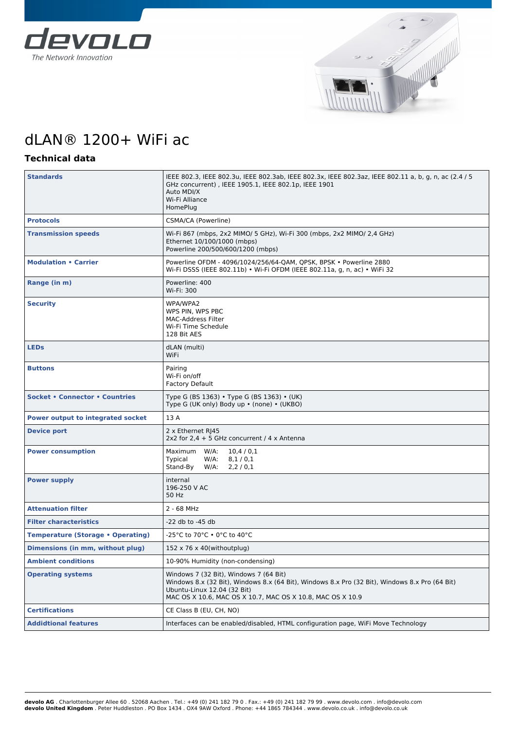devolo

The Network Innovation

# dLAN® 1200+ WiFi ac

## Technical data

| | |
|---|---|
| **Standards** | IEEE 802.3, IEEE 802.3u, IEEE 802.3ab, IEEE 802.3x, IEEE 802.3az, IEEE 802.11 a, b, g, n, ac (2.4 / 5 GHz concurrent) , IEEE 1905.1, IEEE 802.1p, IEEE 1901<br>Auto MDI/X<br>Wi-Fi Alliance<br>HomePlug |
| **Protocols** | CSMA/CA (Powerline) |
| **Transmission speeds** | Wi-Fi 867 (mbps, 2x2 MIMO/ 5 GHz), Wi-Fi 300 (mbps, 2x2 MIMO/ 2,4 GHz)<br>Ethernet 10/100/1000 (mbps)<br>Powerline 200/500/600/1200 (mbps) |
| **Modulation • Carrier** | Powerline OFDM - 4096/1024/256/64-QAM, QPSK, BPSK • Powerline 2880<br>Wi-Fi DSSS (IEEE 802.11b) • Wi-Fi OFDM (IEEE 802.11a, g, n, ac) • WiFi 32 |
| **Range (in m)** | Powerline: 400<br>Wi-Fi: 300 |
| **Security** | WPA/WPA2<br>WPS PIN, WPS PBC<br>MAC-Address Filter<br>Wi-Fi Time Schedule<br>128 Bit AES |
| **LEDs** | dLAN (multi)<br>WiFi |
| **Buttons** | Pairing<br>Wi-Fi on/off<br>Factory Default |
| **Socket • Connector • Countries** | Type G (BS 1363) • Type G (BS 1363) • (UK)<br>Type G (UK only) Body up • (none) • (UKBO) |
| **Power output to integrated socket** | 13 A |
| **Device port** | 2 x Ethernet RJ45<br>2x2 for 2,4 + 5 GHz concurrent / 4 x Antenna |
| **Power consumption** | Maximum W/A: 10,4 / 0,1<br>Typical W/A: 8,1 / 0,1<br>Stand-By W/A: 2,2 / 0,1 |
| **Power supply** | internal<br>196-250 V AC<br>50 Hz |
| **Attenuation filter** | 2 - 68 MHz |
| **Filter characteristics** | -22 db to -45 db |
| **Temperature (Storage • Operating)** | -25°C to 70°C • 0°C to 40°C |
| **Dimensions (in mm, without plug)** | 152 x 76 x 40(withoutplug) |
| **Ambient conditions** | 10-90% Humidity (non-condensing) |
| **Operating systems** | Windows 7 (32 Bit), Windows 7 (64 Bit)<br>Windows 8.x (32 Bit), Windows 8.x (64 Bit), Windows 8.x Pro (32 Bit), Windows 8.x Pro (64 Bit)<br>Ubuntu-Linux 12.04 (32 Bit)<br>MAC OS X 10.6, MAC OS X 10.7, MAC OS X 10.8, MAC OS X 10.9 |
| **Certifications** | CE Class B (EU, CH, NO) |
| **Addidtional features** | Interfaces can be enabled/disabled, HTML configuration page, WiFi Move Technology |

**devolo AG** . Charlottenburger Allee 60 . 52068 Aachen . Tel.: +49 (0) 241 182 79 0 . Fax.: +49 (0) 241 182 79 99 . www.devolo.com . info@devolo.com
**devolo United Kingdom** . Peter Huddleston . PO Box 1434 . OX4 9AW Oxford . Phone: +44 1865 784344 . www.devolo.co.uk . info@devolo.co.uk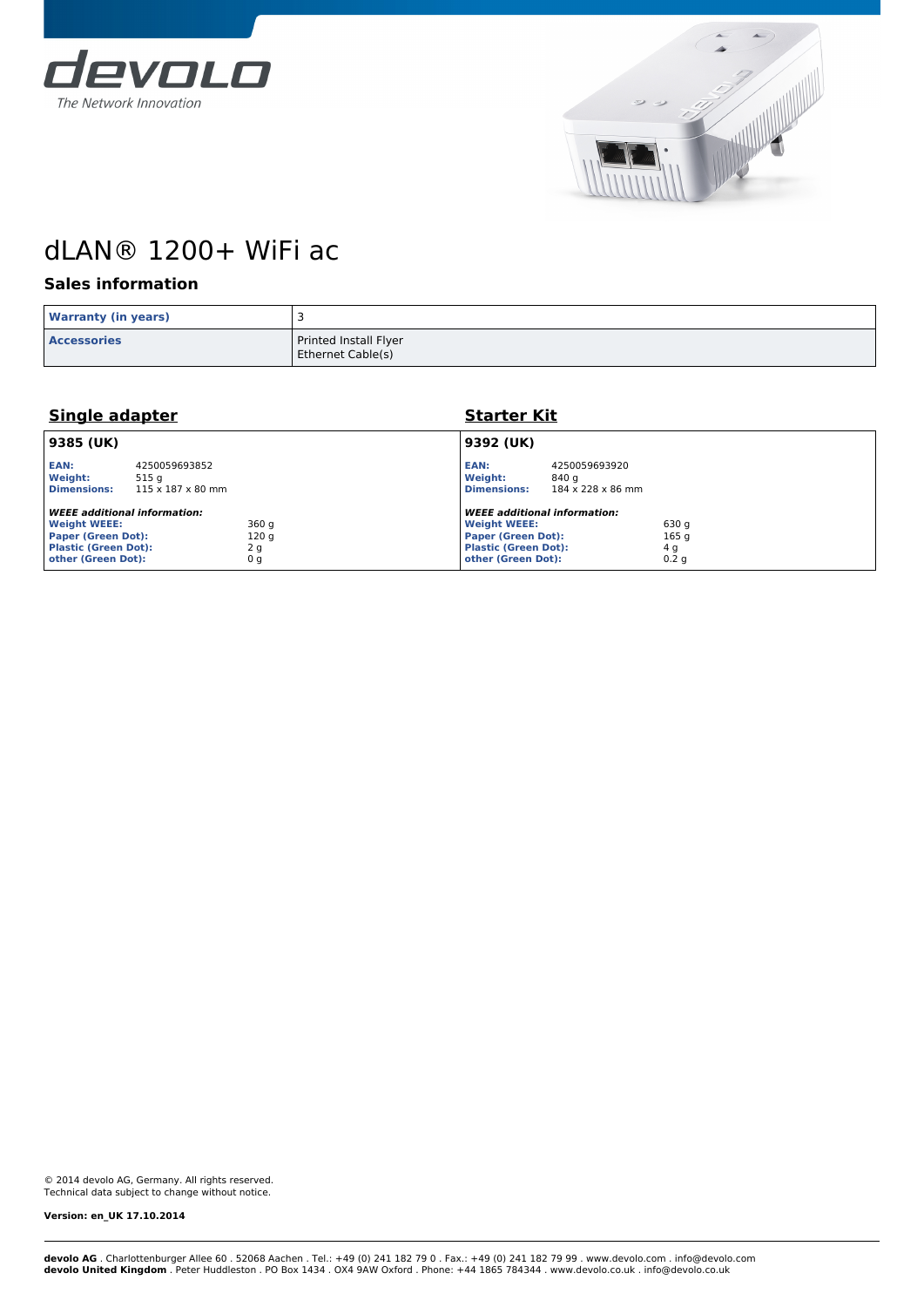devolo
The Network Innovation

# dLAN® 1200+ WiFi ac

## Sales information

| | |
|---|---|
| **Warranty (in years)** | 3 |
| **Accessories** | Printed Install Flyer<br>Ethernet Cable(s) |

### Single adapter

**9385 (UK)**

| | |
|---|---|
| **EAN:** | 4250059693852 |
| **Weight:** | 515 g |
| **Dimensions:** | 115 x 187 x 80 mm |

***WEEE additional information:***

| | |
|---|---|
| **Weight WEEE:** | 360 g |
| **Paper (Green Dot):** | 120 g |
| **Plastic (Green Dot):** | 2 g |
| **other (Green Dot):** | 0 g |

### Starter Kit

**9392 (UK)**

| | |
|---|---|
| **EAN:** | 4250059693920 |
| **Weight:** | 840 g |
| **Dimensions:** | 184 x 228 x 86 mm |

***WEEE additional information:***

| | |
|---|---|
| **Weight WEEE:** | 630 g |
| **Paper (Green Dot):** | 165 g |
| **Plastic (Green Dot):** | 4 g |
| **other (Green Dot):** | 0.2 g |

© 2014 devolo AG, Germany. All rights reserved.
Technical data subject to change without notice.

**Version: en_UK 17.10.2014**

**devolo AG** . Charlottenburger Allee 60 . 52068 Aachen . Tel.: +49 (0) 241 182 79 0 . Fax.: +49 (0) 241 182 79 99 . www.devolo.com . info@devolo.com
**devolo United Kingdom** . Peter Huddleston . PO Box 1434 . OX4 9AW Oxford . Phone: +44 1865 784344 . www.devolo.co.uk . info@devolo.co.uk